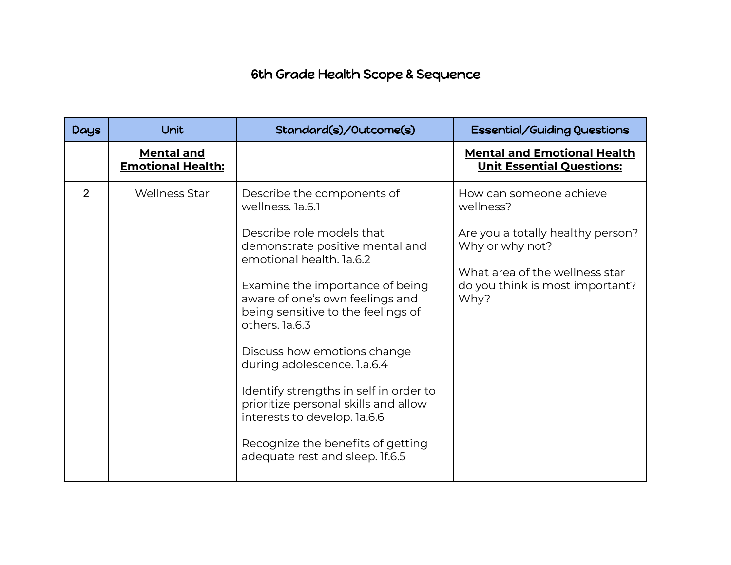# 6th Grade Health Scope & Sequence

| Days | Unit | Standard(s)/Outcome(s) | Essential/Guiding Questions |
|---|---|---|---|
| | **Mental and Emotional Health:** | | **Mental and Emotional Health Unit Essential Questions:** |
| 2 | Wellness Star | Describe the components of wellness. 1a.6.1<br><br>Describe role models that demonstrate positive mental and emotional health. 1a.6.2<br><br>Examine the importance of being aware of one's own feelings and being sensitive to the feelings of others. 1a.6.3<br><br>Discuss how emotions change during adolescence. 1.a.6.4<br><br>Identify strengths in self in order to prioritize personal skills and allow interests to develop. 1a.6.6<br><br>Recognize the benefits of getting adequate rest and sleep. 1f.6.5 | How can someone achieve wellness?<br><br>Are you a totally healthy person? Why or why not?<br><br>What area of the wellness star do you think is most important? Why? |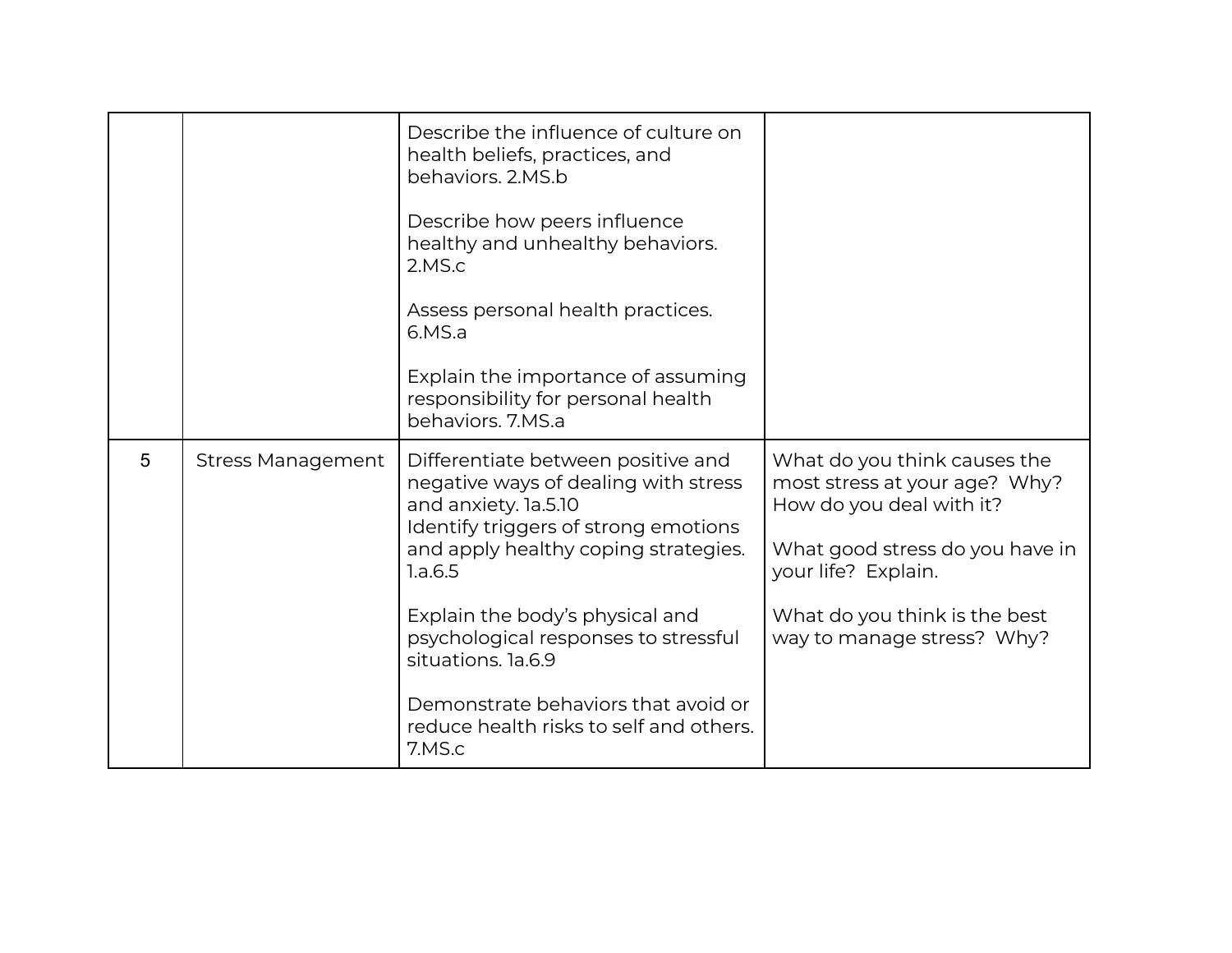| | | | |
|---|---|---|---|
| | | Describe the influence of culture on health beliefs, practices, and behaviors. 2.MS.b<br><br>Describe how peers influence healthy and unhealthy behaviors. 2.MS.c<br><br>Assess personal health practices. 6.MS.a<br><br>Explain the importance of assuming responsibility for personal health behaviors. 7.MS.a | |
| 5 | Stress Management | Differentiate between positive and negative ways of dealing with stress and anxiety. 1a.5.10<br>Identify triggers of strong emotions and apply healthy coping strategies. 1.a.6.5<br><br>Explain the body's physical and psychological responses to stressful situations. 1a.6.9<br><br>Demonstrate behaviors that avoid or reduce health risks to self and others. 7.MS.c | What do you think causes the most stress at your age? Why? How do you deal with it?<br><br>What good stress do you have in your life? Explain.<br><br>What do you think is the best way to manage stress? Why? |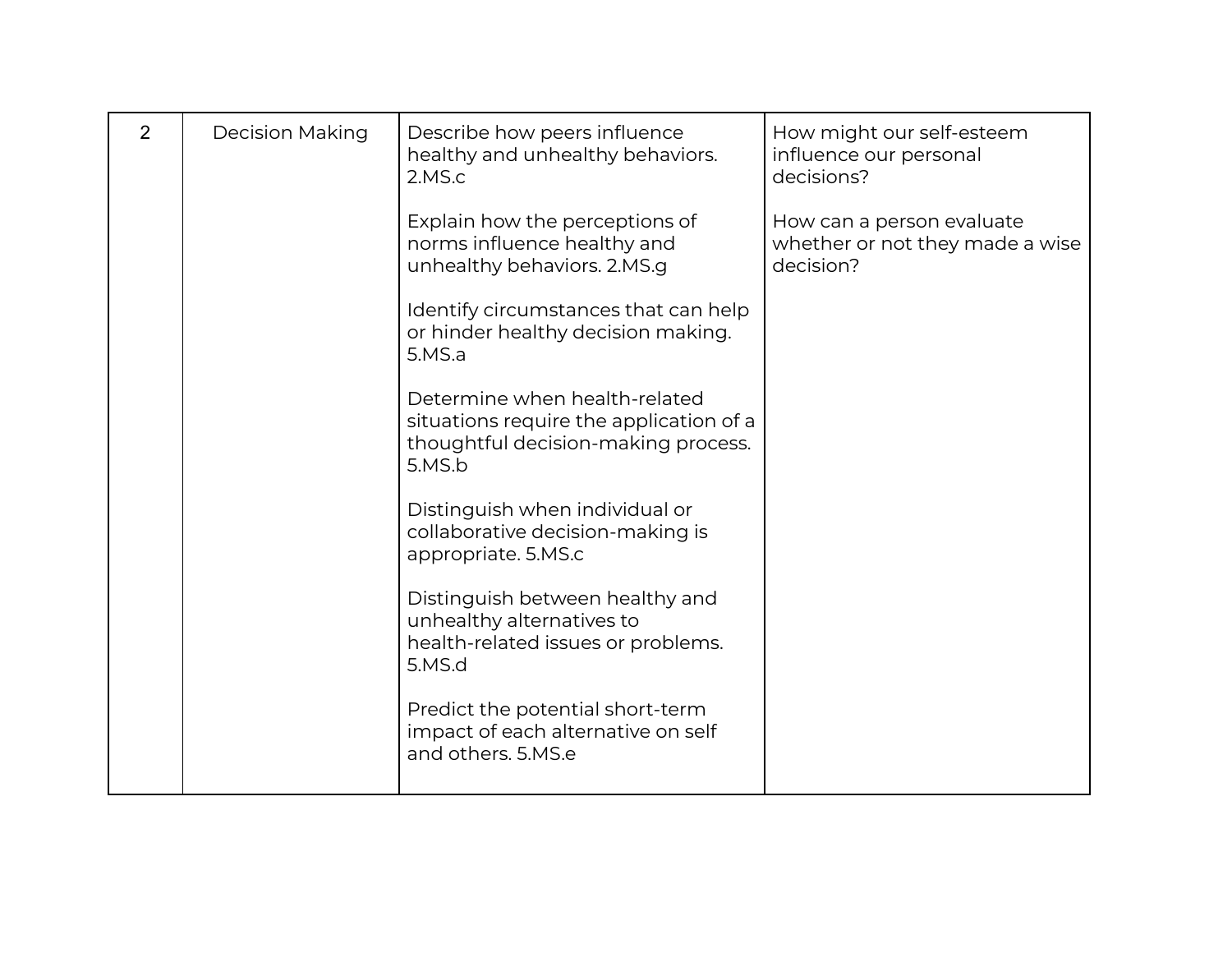| | | | |
|---|---|---|---|
| 2 | Decision Making | Describe how peers influence healthy and unhealthy behaviors. 2.MS.c<br><br>Explain how the perceptions of norms influence healthy and unhealthy behaviors. 2.MS.g<br><br>Identify circumstances that can help or hinder healthy decision making. 5.MS.a<br><br>Determine when health-related situations require the application of a thoughtful decision-making process. 5.MS.b<br><br>Distinguish when individual or collaborative decision-making is appropriate. 5.MS.c<br><br>Distinguish between healthy and unhealthy alternatives to health-related issues or problems. 5.MS.d<br><br>Predict the potential short-term impact of each alternative on self and others. 5.MS.e | How might our self-esteem influence our personal decisions?<br><br>How can a person evaluate whether or not they made a wise decision? |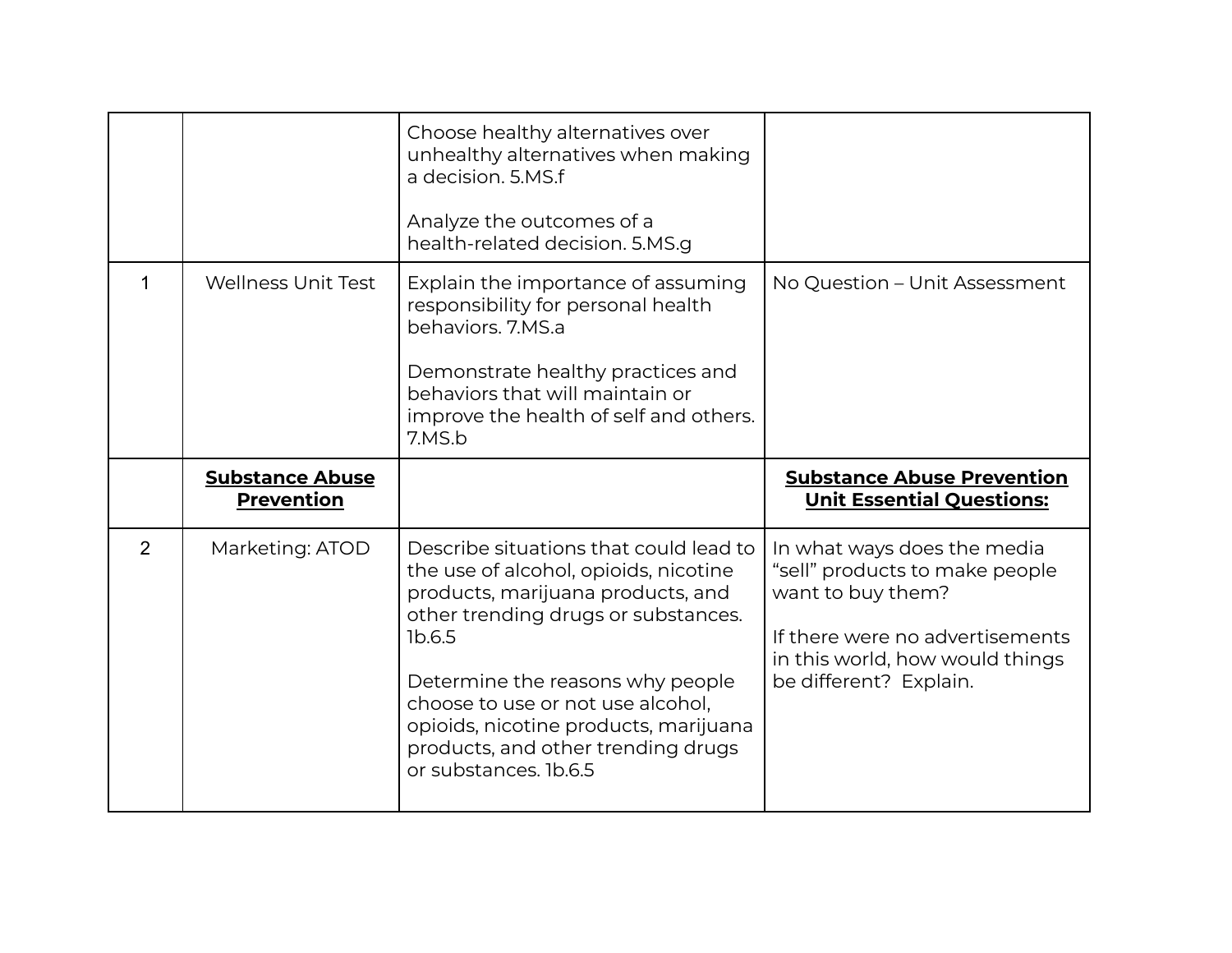| | | | |
|---|---|---|---|
| | | Choose healthy alternatives over unhealthy alternatives when making a decision. 5.MS.f<br><br>Analyze the outcomes of a health-related decision. 5.MS.g | |
| 1 | Wellness Unit Test | Explain the importance of assuming responsibility for personal health behaviors. 7.MS.a<br><br>Demonstrate healthy practices and behaviors that will maintain or improve the health of self and others. 7.MS.b | No Question – Unit Assessment |
| | **Substance Abuse Prevention** | | **Substance Abuse Prevention Unit Essential Questions:** |
| 2 | Marketing: ATOD | Describe situations that could lead to the use of alcohol, opioids, nicotine products, marijuana products, and other trending drugs or substances. 1b.6.5<br><br>Determine the reasons why people choose to use or not use alcohol, opioids, nicotine products, marijuana products, and other trending drugs or substances. 1b.6.5 | In what ways does the media "sell" products to make people want to buy them?<br><br>If there were no advertisements in this world, how would things be different? Explain. |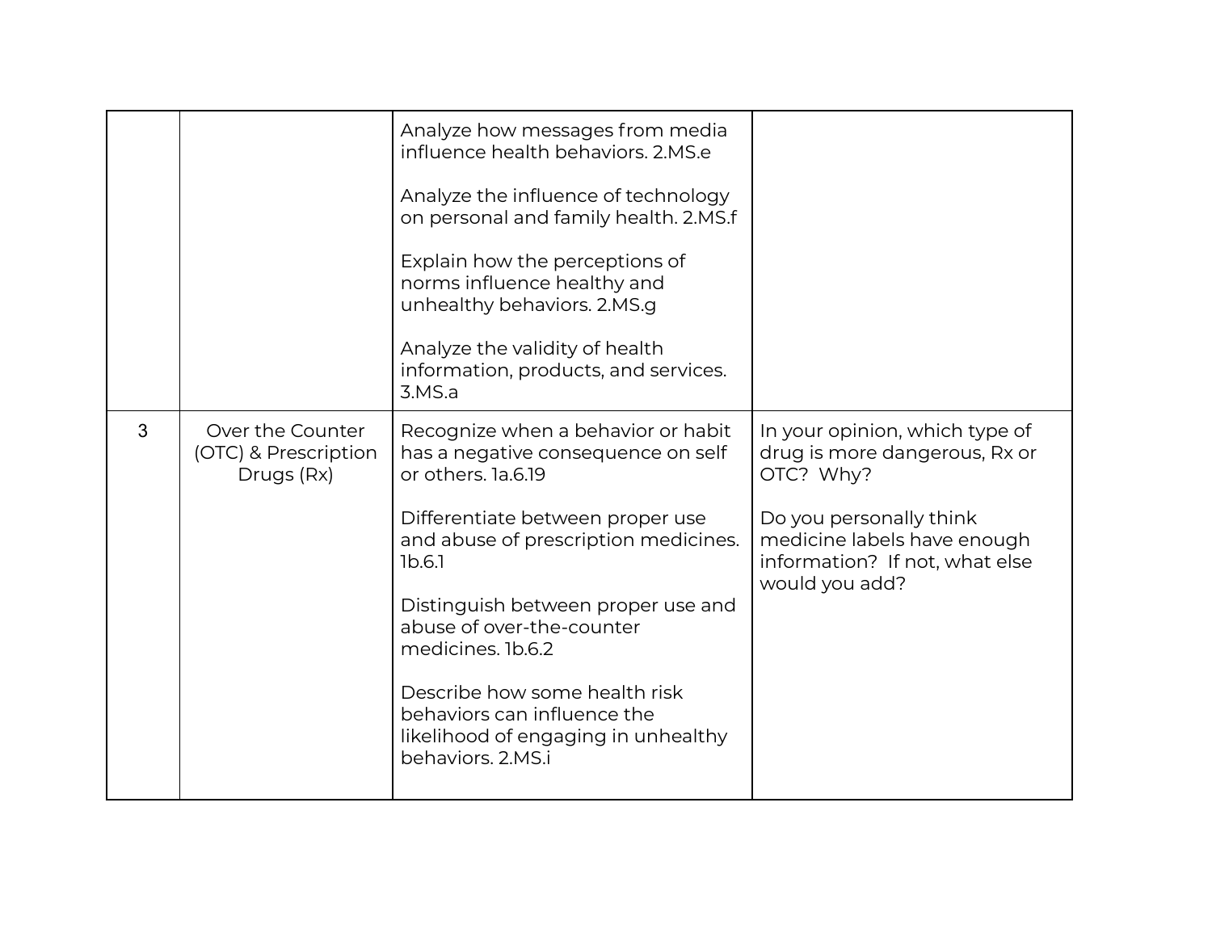| | | | |
|---|---|---|---|
| | | Analyze how messages from media influence health behaviors. 2.MS.e<br><br>Analyze the influence of technology on personal and family health. 2.MS.f<br><br>Explain how the perceptions of norms influence healthy and unhealthy behaviors. 2.MS.g<br><br>Analyze the validity of health information, products, and services. 3.MS.a | |
| 3 | Over the Counter (OTC) & Prescription Drugs (Rx) | Recognize when a behavior or habit has a negative consequence on self or others. 1a.6.19<br><br>Differentiate between proper use and abuse of prescription medicines. 1b.6.1<br><br>Distinguish between proper use and abuse of over-the-counter medicines. 1b.6.2<br><br>Describe how some health risk behaviors can influence the likelihood of engaging in unhealthy behaviors. 2.MS.i | In your opinion, which type of drug is more dangerous, Rx or OTC? Why?<br><br>Do you personally think medicine labels have enough information? If not, what else would you add? |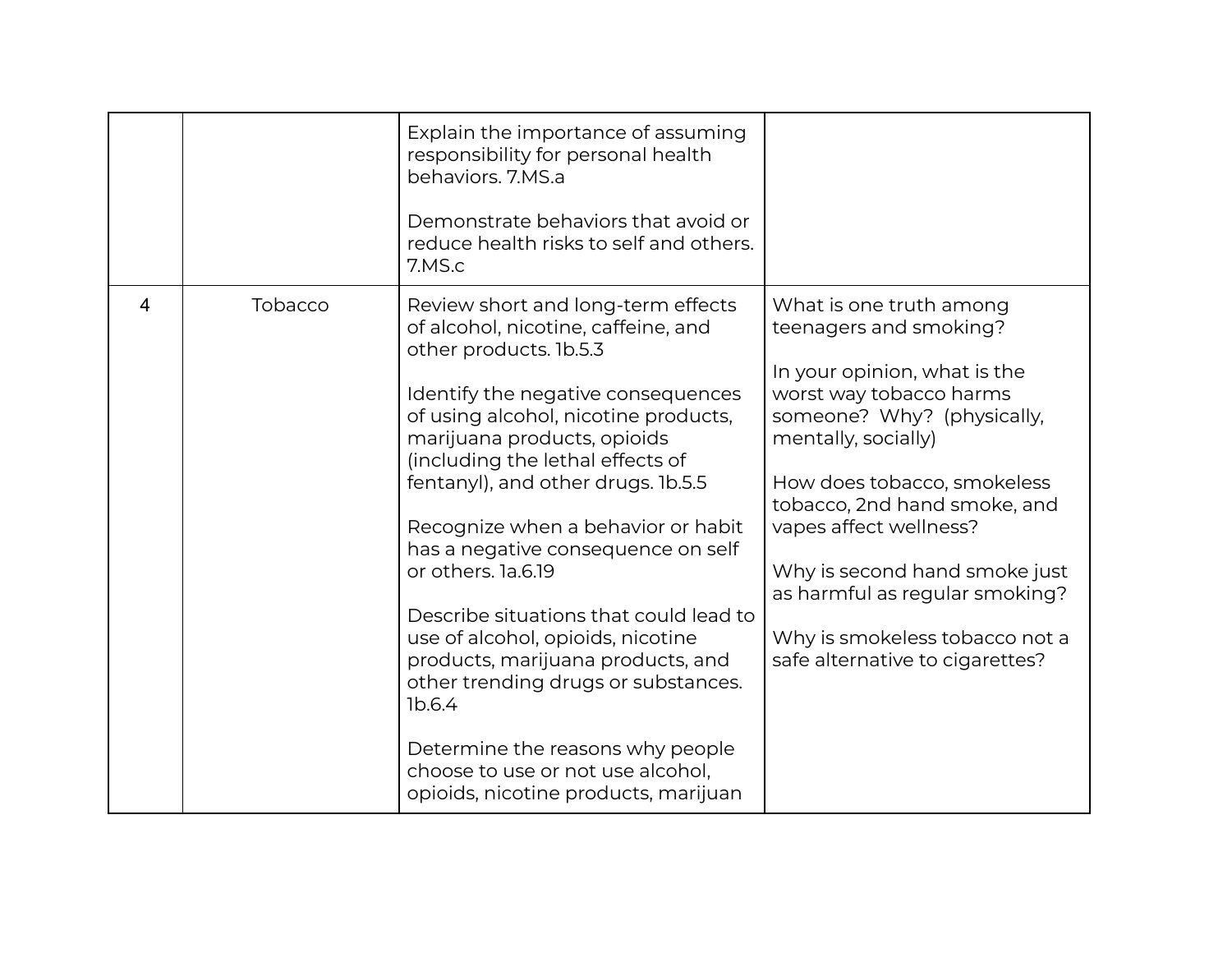| | | | |
|---|---|---|---|
| | | Explain the importance of assuming responsibility for personal health behaviors. 7.MS.a<br><br>Demonstrate behaviors that avoid or reduce health risks to self and others. 7.MS.c | |
| 4 | Tobacco | Review short and long-term effects of alcohol, nicotine, caffeine, and other products. 1b.5.3<br><br>Identify the negative consequences of using alcohol, nicotine products, marijuana products, opioids (including the lethal effects of fentanyl), and other drugs. 1b.5.5<br><br>Recognize when a behavior or habit has a negative consequence on self or others. 1a.6.19<br><br>Describe situations that could lead to use of alcohol, opioids, nicotine products, marijuana products, and other trending drugs or substances. 1b.6.4<br><br>Determine the reasons why people choose to use or not use alcohol, opioids, nicotine products, marijuan | What is one truth among teenagers and smoking?<br><br>In your opinion, what is the worst way tobacco harms someone? Why? (physically, mentally, socially)<br><br>How does tobacco, smokeless tobacco, 2nd hand smoke, and vapes affect wellness?<br><br>Why is second hand smoke just as harmful as regular smoking?<br><br>Why is smokeless tobacco not a safe alternative to cigarettes? |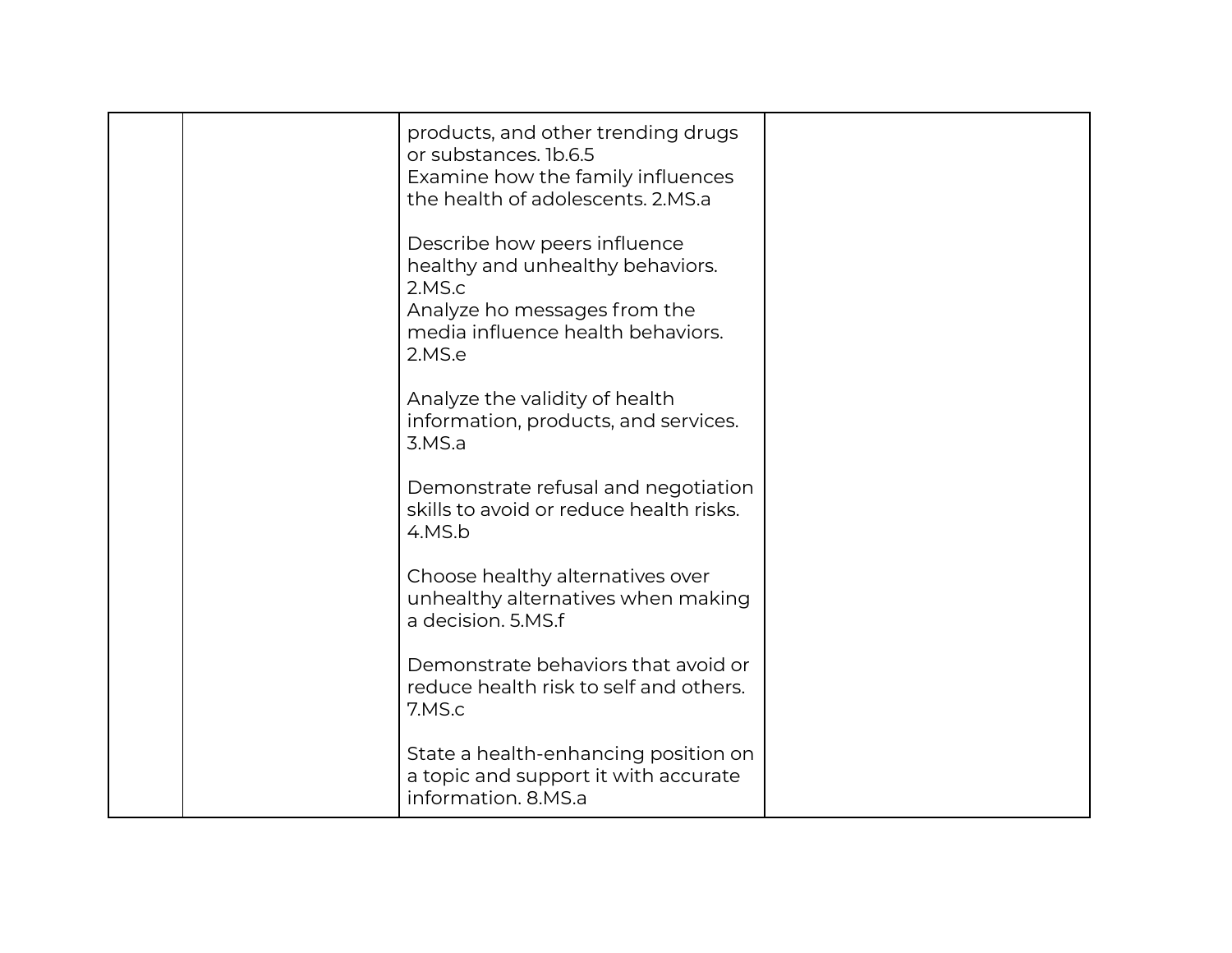| | | | |
|---|---|---|---|
| | | products, and other trending drugs or substances. 1b.6.5<br>Examine how the family influences the health of adolescents. 2.MS.a<br><br>Describe how peers influence healthy and unhealthy behaviors. 2.MS.c<br>Analyze ho messages from the media influence health behaviors. 2.MS.e<br><br>Analyze the validity of health information, products, and services. 3.MS.a<br><br>Demonstrate refusal and negotiation skills to avoid or reduce health risks. 4.MS.b<br><br>Choose healthy alternatives over unhealthy alternatives when making a decision. 5.MS.f<br><br>Demonstrate behaviors that avoid or reduce health risk to self and others. 7.MS.c<br><br>State a health-enhancing position on a topic and support it with accurate information. 8.MS.a | |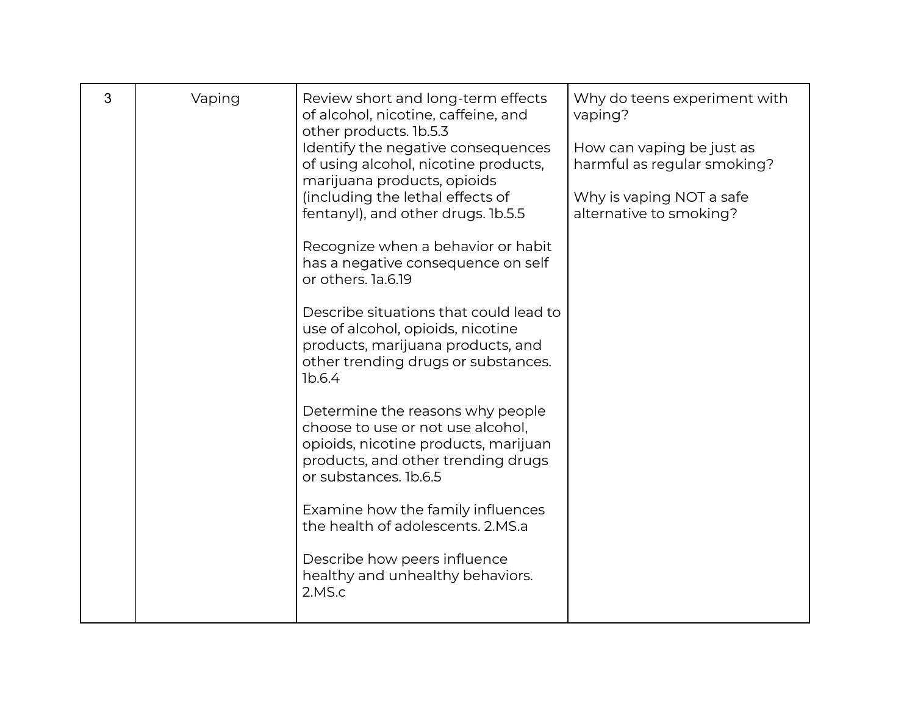| 3 | Vaping | Review short and long-term effects of alcohol, nicotine, caffeine, and other products. 1b.5.3<br>Identify the negative consequences of using alcohol, nicotine products, marijuana products, opioids (including the lethal effects of fentanyl), and other drugs. 1b.5.5<br><br>Recognize when a behavior or habit has a negative consequence on self or others. 1a.6.19<br><br>Describe situations that could lead to use of alcohol, opioids, nicotine products, marijuana products, and other trending drugs or substances. 1b.6.4<br><br>Determine the reasons why people choose to use or not use alcohol, opioids, nicotine products, marijuan products, and other trending drugs or substances. 1b.6.5<br><br>Examine how the family influences the health of adolescents. 2.MS.a<br><br>Describe how peers influence healthy and unhealthy behaviors. 2.MS.c | Why do teens experiment with vaping?<br><br>How can vaping be just as harmful as regular smoking?<br><br>Why is vaping NOT a safe alternative to smoking? |
|---|---|---|---|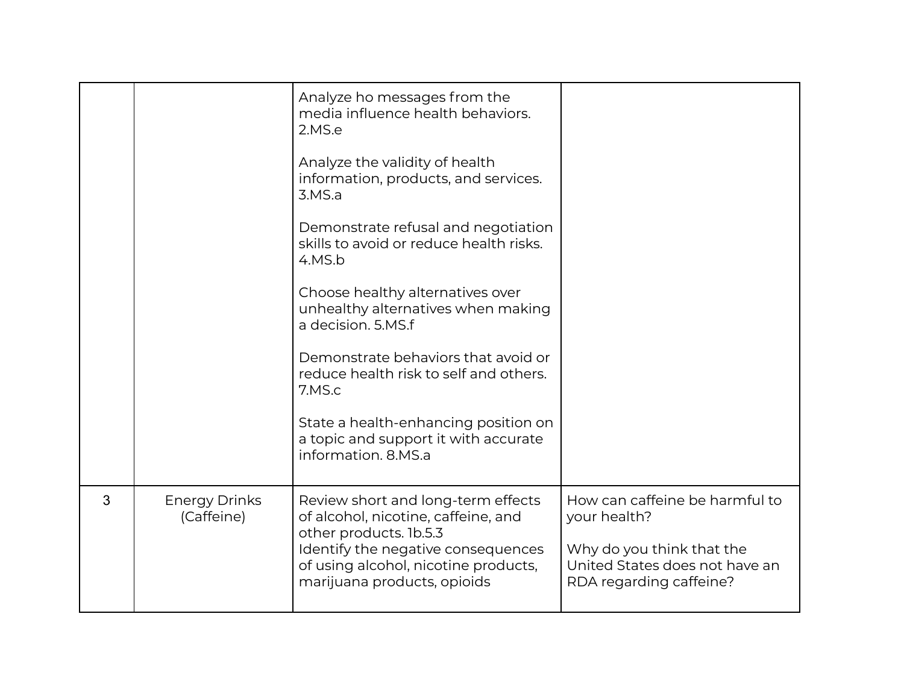| | | | |
|---|---|---|---|
| | | Analyze ho messages from the media influence health behaviors. 2.MS.e<br><br>Analyze the validity of health information, products, and services. 3.MS.a<br><br>Demonstrate refusal and negotiation skills to avoid or reduce health risks. 4.MS.b<br><br>Choose healthy alternatives over unhealthy alternatives when making a decision. 5.MS.f<br><br>Demonstrate behaviors that avoid or reduce health risk to self and others. 7.MS.c<br><br>State a health-enhancing position on a topic and support it with accurate information. 8.MS.a | |
| 3 | Energy Drinks (Caffeine) | Review short and long-term effects of alcohol, nicotine, caffeine, and other products. 1b.5.3<br>Identify the negative consequences of using alcohol, nicotine products, marijuana products, opioids | How can caffeine be harmful to your health?<br><br>Why do you think that the United States does not have an RDA regarding caffeine? |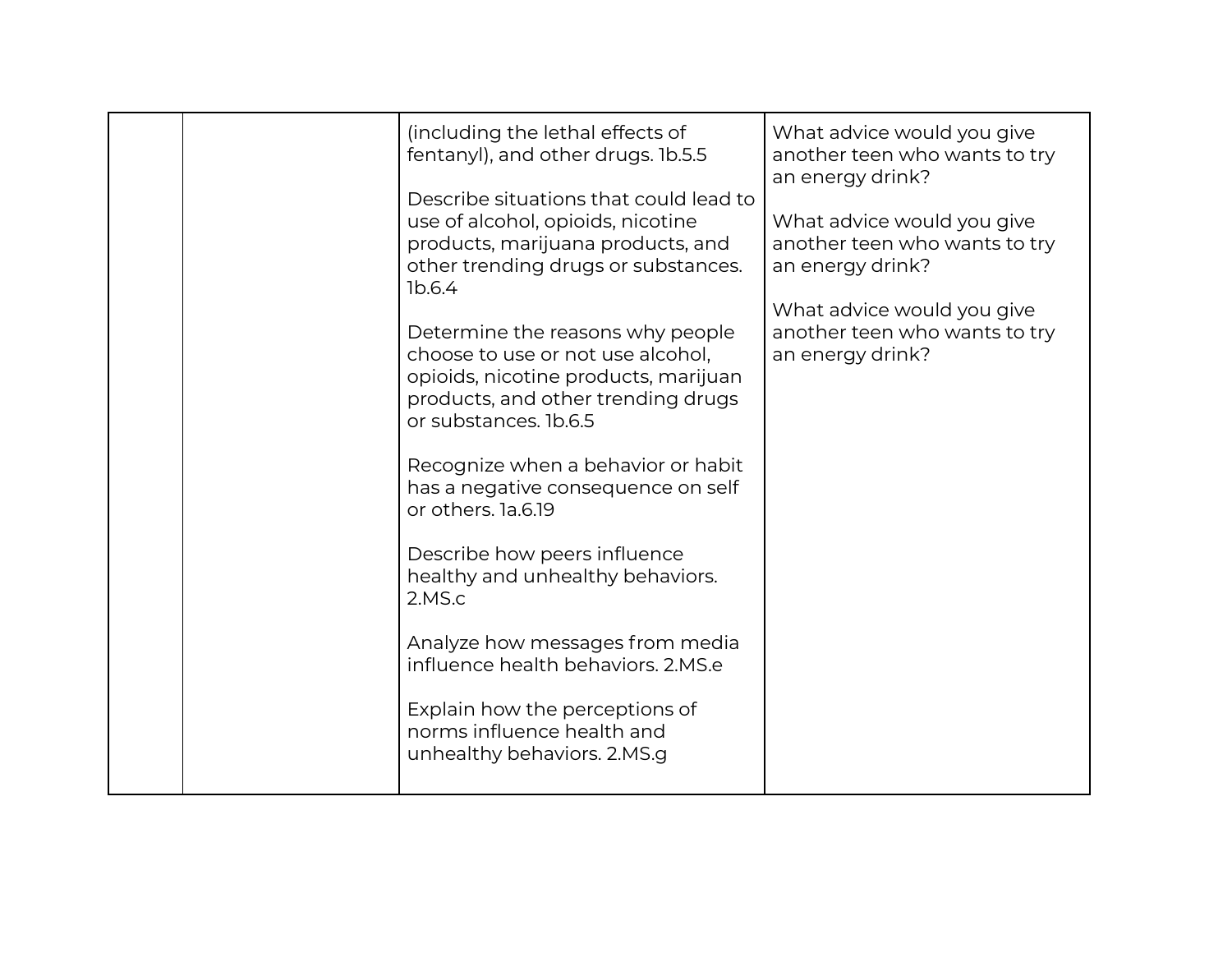| | | | |
|---|---|---|---|
| | | (including the lethal effects of fentanyl), and other drugs. 1b.5.5<br><br>Describe situations that could lead to use of alcohol, opioids, nicotine products, marijuana products, and other trending drugs or substances. 1b.6.4<br><br>Determine the reasons why people choose to use or not use alcohol, opioids, nicotine products, marijuan products, and other trending drugs or substances. 1b.6.5<br><br>Recognize when a behavior or habit has a negative consequence on self or others. 1a.6.19<br><br>Describe how peers influence healthy and unhealthy behaviors. 2.MS.c<br><br>Analyze how messages from media influence health behaviors. 2.MS.e<br><br>Explain how the perceptions of norms influence health and unhealthy behaviors. 2.MS.g | What advice would you give another teen who wants to try an energy drink?<br><br>What advice would you give another teen who wants to try an energy drink?<br><br>What advice would you give another teen who wants to try an energy drink? |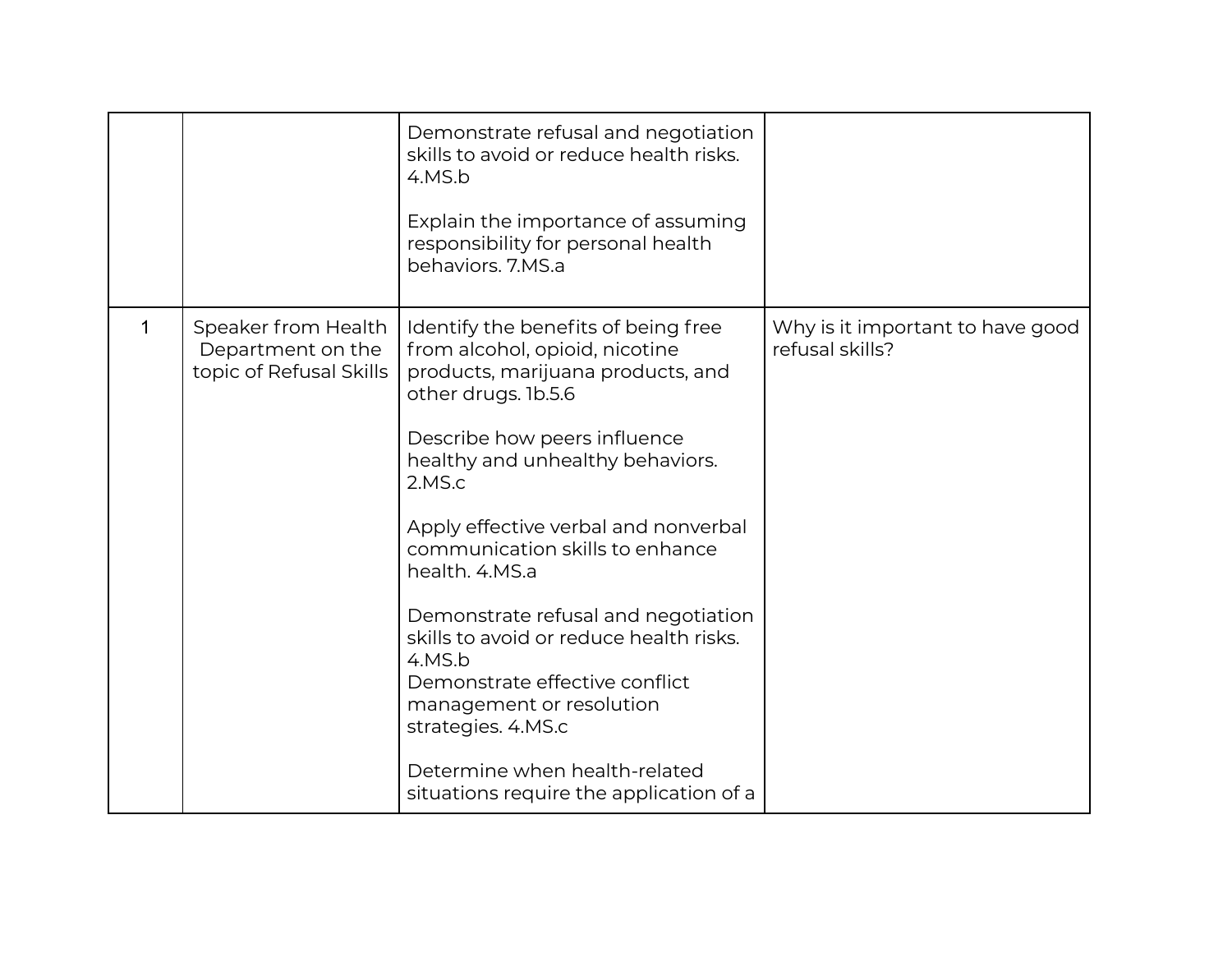| | | | |
|---|---|---|---|
| | | Demonstrate refusal and negotiation skills to avoid or reduce health risks. 4.MS.b<br><br>Explain the importance of assuming responsibility for personal health behaviors. 7.MS.a | |
| 1 | Speaker from Health Department on the topic of Refusal Skills | Identify the benefits of being free from alcohol, opioid, nicotine products, marijuana products, and other drugs. 1b.5.6<br><br>Describe how peers influence healthy and unhealthy behaviors. 2.MS.c<br><br>Apply effective verbal and nonverbal communication skills to enhance health. 4.MS.a<br><br>Demonstrate refusal and negotiation skills to avoid or reduce health risks. 4.MS.b<br>Demonstrate effective conflict management or resolution strategies. 4.MS.c<br><br>Determine when health-related situations require the application of a | Why is it important to have good refusal skills? |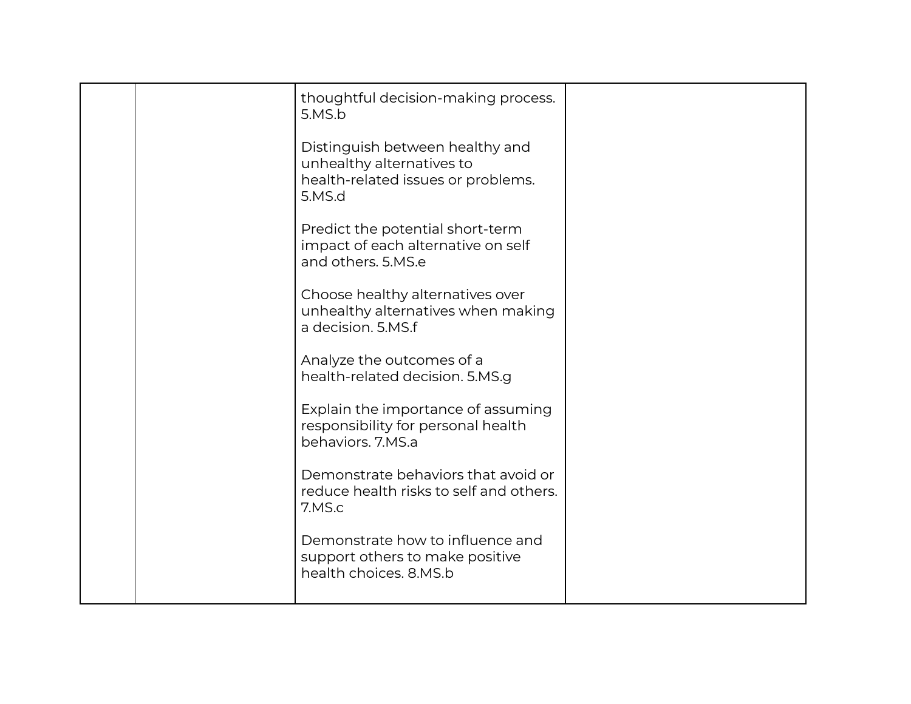| | | | |
|---|---|---|---|
| | | thoughtful decision-making process. 5.MS.b<br><br>Distinguish between healthy and unhealthy alternatives to health-related issues or problems. 5.MS.d<br><br>Predict the potential short-term impact of each alternative on self and others. 5.MS.e<br><br>Choose healthy alternatives over unhealthy alternatives when making a decision. 5.MS.f<br><br>Analyze the outcomes of a health-related decision. 5.MS.g<br><br>Explain the importance of assuming responsibility for personal health behaviors. 7.MS.a<br><br>Demonstrate behaviors that avoid or reduce health risks to self and others. 7.MS.c<br><br>Demonstrate how to influence and support others to make positive health choices. 8.MS.b | |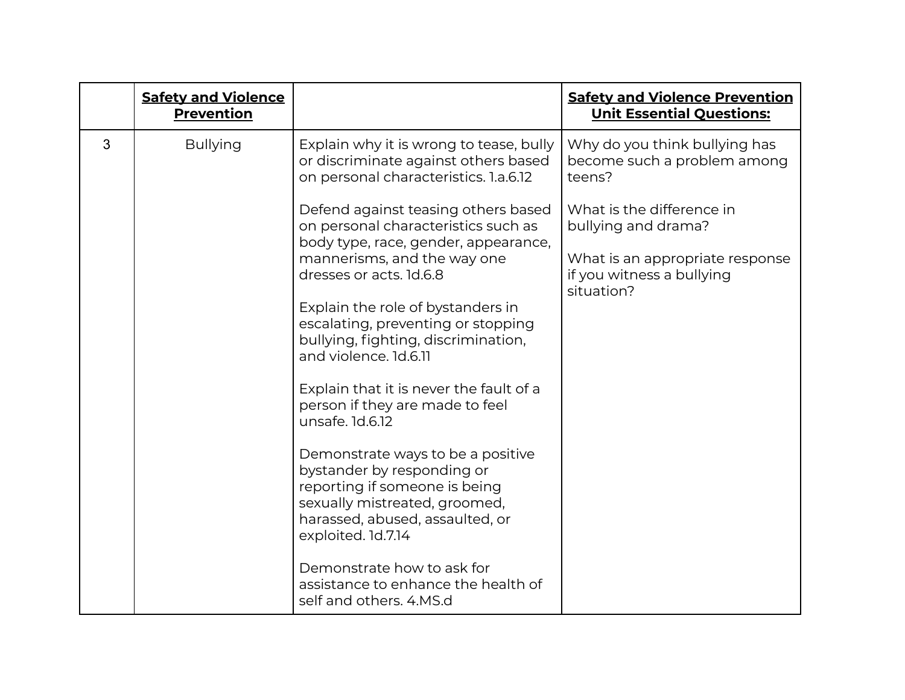| | **Safety and Violence Prevention** | | **Safety and Violence Prevention Unit Essential Questions:** |
|---|---|---|---|
| 3 | Bullying | Explain why it is wrong to tease, bully or discriminate against others based on personal characteristics. 1.a.6.12<br><br>Defend against teasing others based on personal characteristics such as body type, race, gender, appearance, mannerisms, and the way one dresses or acts. 1d.6.8<br><br>Explain the role of bystanders in escalating, preventing or stopping bullying, fighting, discrimination, and violence. 1d.6.11<br><br>Explain that it is never the fault of a person if they are made to feel unsafe. 1d.6.12<br><br>Demonstrate ways to be a positive bystander by responding or reporting if someone is being sexually mistreated, groomed, harassed, abused, assaulted, or exploited. 1d.7.14<br><br>Demonstrate how to ask for assistance to enhance the health of self and others. 4.MS.d | Why do you think bullying has become such a problem among teens?<br><br>What is the difference in bullying and drama?<br><br>What is an appropriate response if you witness a bullying situation? |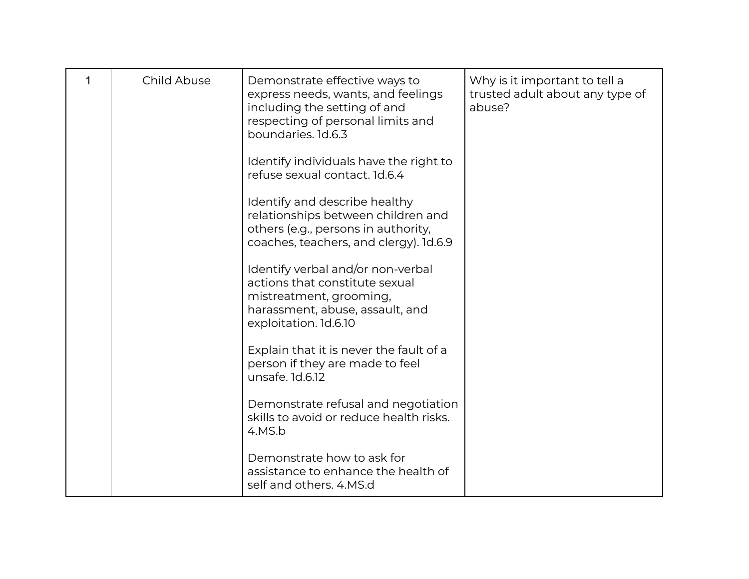| 1 | Child Abuse | Demonstrate effective ways to express needs, wants, and feelings including the setting of and respecting of personal limits and boundaries. 1d.6.3<br><br>Identify individuals have the right to refuse sexual contact. 1d.6.4<br><br>Identify and describe healthy relationships between children and others (e.g., persons in authority, coaches, teachers, and clergy). 1d.6.9<br><br>Identify verbal and/or non-verbal actions that constitute sexual mistreatment, grooming, harassment, abuse, assault, and exploitation. 1d.6.10<br><br>Explain that it is never the fault of a person if they are made to feel unsafe. 1d.6.12<br><br>Demonstrate refusal and negotiation skills to avoid or reduce health risks. 4.MS.b<br><br>Demonstrate how to ask for assistance to enhance the health of self and others. 4.MS.d | Why is it important to tell a trusted adult about any type of abuse? |
|---|---|---|---|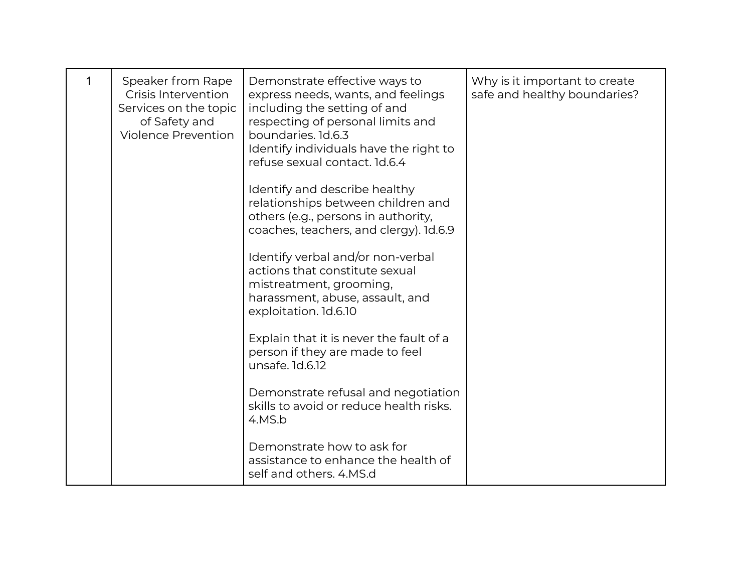| 1 | Speaker from Rape Crisis Intervention Services on the topic of Safety and Violence Prevention | Demonstrate effective ways to express needs, wants, and feelings including the setting of and respecting of personal limits and boundaries. 1d.6.3<br>Identify individuals have the right to refuse sexual contact. 1d.6.4<br><br>Identify and describe healthy relationships between children and others (e.g., persons in authority, coaches, teachers, and clergy). 1d.6.9<br><br>Identify verbal and/or non-verbal actions that constitute sexual mistreatment, grooming, harassment, abuse, assault, and exploitation. 1d.6.10<br><br>Explain that it is never the fault of a person if they are made to feel unsafe. 1d.6.12<br><br>Demonstrate refusal and negotiation skills to avoid or reduce health risks. 4.MS.b<br><br>Demonstrate how to ask for assistance to enhance the health of self and others. 4.MS.d | Why is it important to create safe and healthy boundaries? |
|---|---|---|---|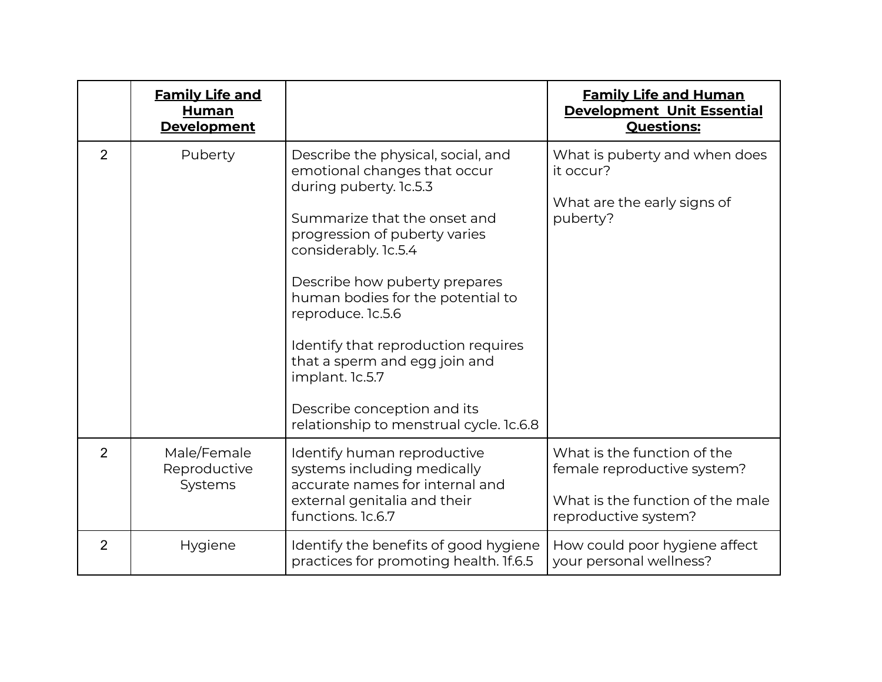| | **Family Life and Human Development** | | **Family Life and Human Development Unit Essential Questions:** |
|---|---|---|---|
| 2 | Puberty | Describe the physical, social, and emotional changes that occur during puberty. 1c.5.3<br><br>Summarize that the onset and progression of puberty varies considerably. 1c.5.4<br><br>Describe how puberty prepares human bodies for the potential to reproduce. 1c.5.6<br><br>Identify that reproduction requires that a sperm and egg join and implant. 1c.5.7<br><br>Describe conception and its relationship to menstrual cycle. 1c.6.8 | What is puberty and when does it occur?<br><br>What are the early signs of puberty? |
| 2 | Male/Female Reproductive Systems | Identify human reproductive systems including medically accurate names for internal and external genitalia and their functions. 1c.6.7 | What is the function of the female reproductive system?<br><br>What is the function of the male reproductive system? |
| 2 | Hygiene | Identify the benefits of good hygiene practices for promoting health. 1f.6.5 | How could poor hygiene affect your personal wellness? |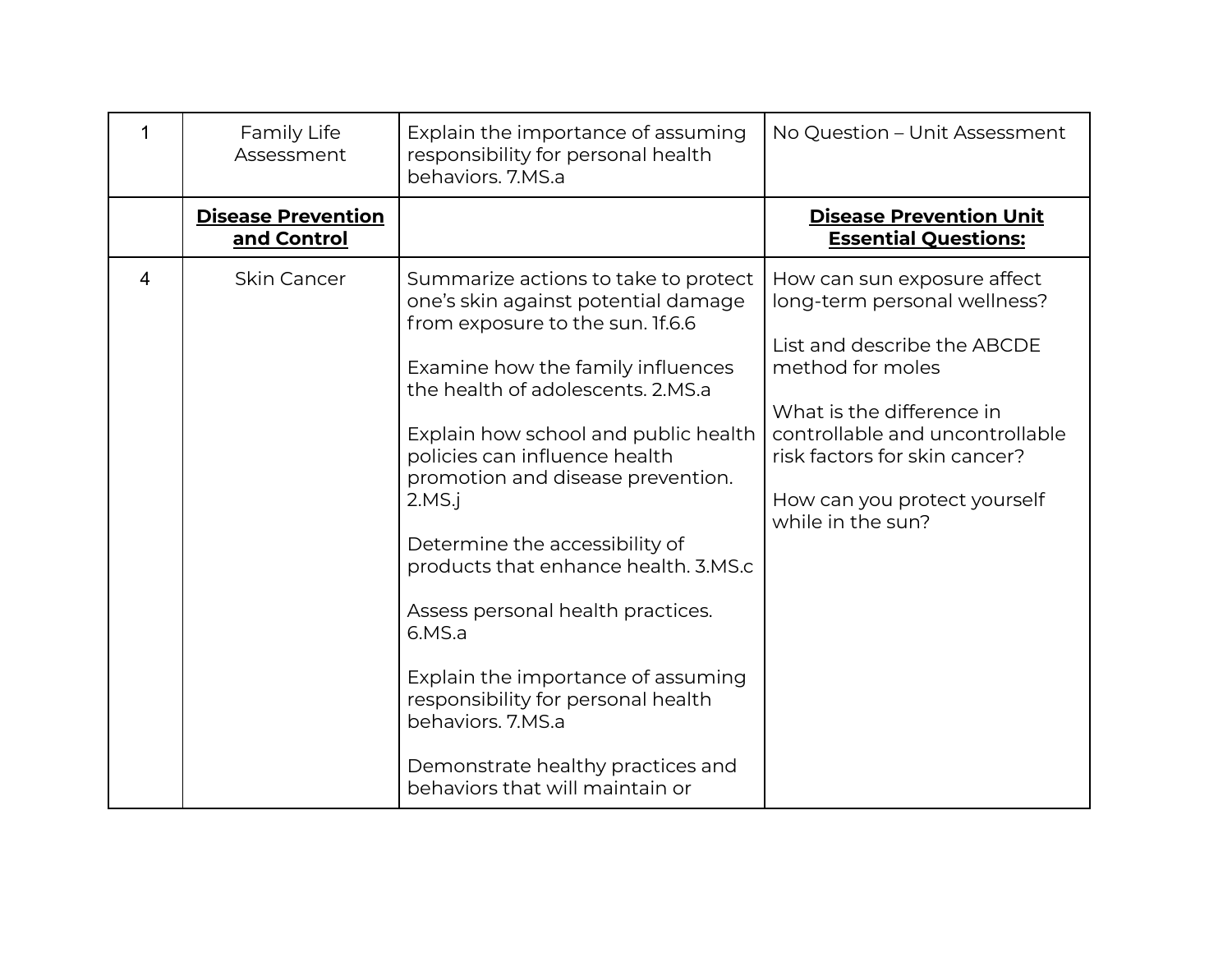| | | | |
|---|---|---|---|
| 1 | Family Life Assessment | Explain the importance of assuming responsibility for personal health behaviors. 7.MS.a | No Question – Unit Assessment |
| | **<u>Disease Prevention and Control</u>** | | **<u>Disease Prevention Unit Essential Questions:</u>** |
| 4 | Skin Cancer | Summarize actions to take to protect one's skin against potential damage from exposure to the sun. 1f.6.6<br><br>Examine how the family influences the health of adolescents. 2.MS.a<br><br>Explain how school and public health policies can influence health promotion and disease prevention. 2.MS.j<br><br>Determine the accessibility of products that enhance health. 3.MS.c<br><br>Assess personal health practices. 6.MS.a<br><br>Explain the importance of assuming responsibility for personal health behaviors. 7.MS.a<br><br>Demonstrate healthy practices and behaviors that will maintain or | How can sun exposure affect long-term personal wellness?<br><br>List and describe the ABCDE method for moles<br><br>What is the difference in controllable and uncontrollable risk factors for skin cancer?<br><br>How can you protect yourself while in the sun? |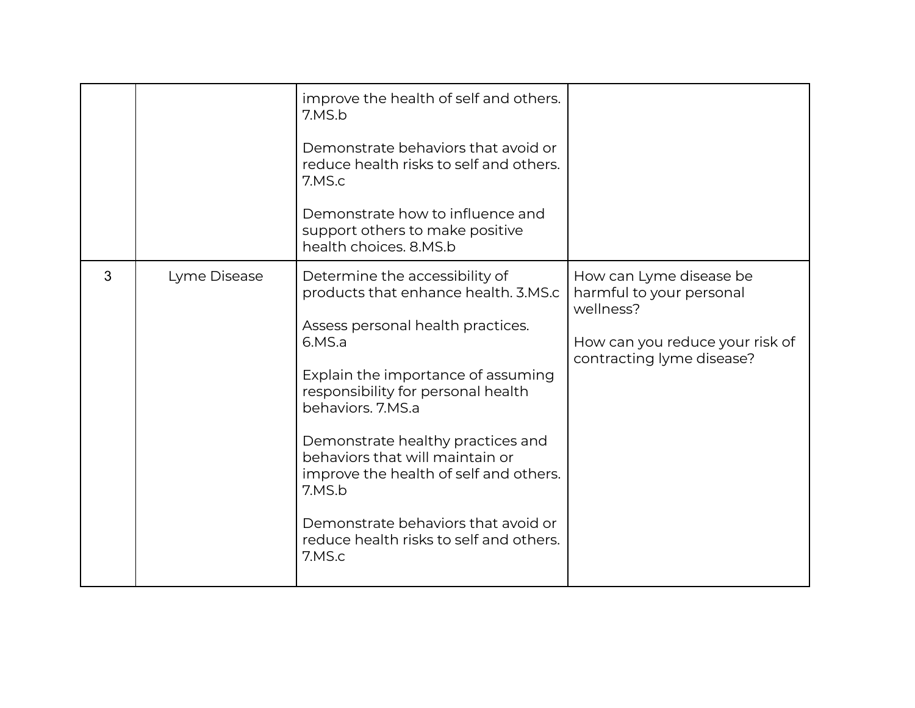| | | | |
|---|---|---|---|
| | | improve the health of self and others. 7.MS.b<br><br>Demonstrate behaviors that avoid or reduce health risks to self and others. 7.MS.c<br><br>Demonstrate how to influence and support others to make positive health choices. 8.MS.b | |
| 3 | Lyme Disease | Determine the accessibility of products that enhance health. 3.MS.c<br><br>Assess personal health practices. 6.MS.a<br><br>Explain the importance of assuming responsibility for personal health behaviors. 7.MS.a<br><br>Demonstrate healthy practices and behaviors that will maintain or improve the health of self and others. 7.MS.b<br><br>Demonstrate behaviors that avoid or reduce health risks to self and others. 7.MS.c | How can Lyme disease be harmful to your personal wellness?<br><br>How can you reduce your risk of contracting lyme disease? |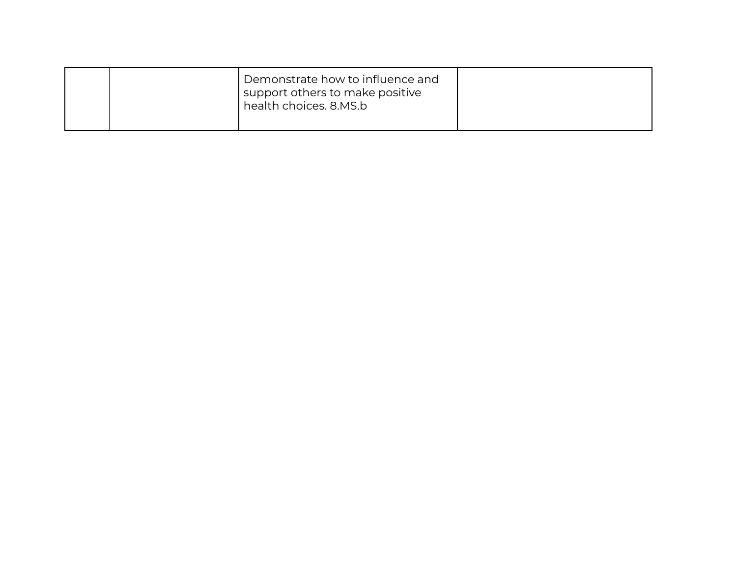| | | | |
|---|---|---|---|
| | | Demonstrate how to influence and support others to make positive health choices. 8.MS.b | |